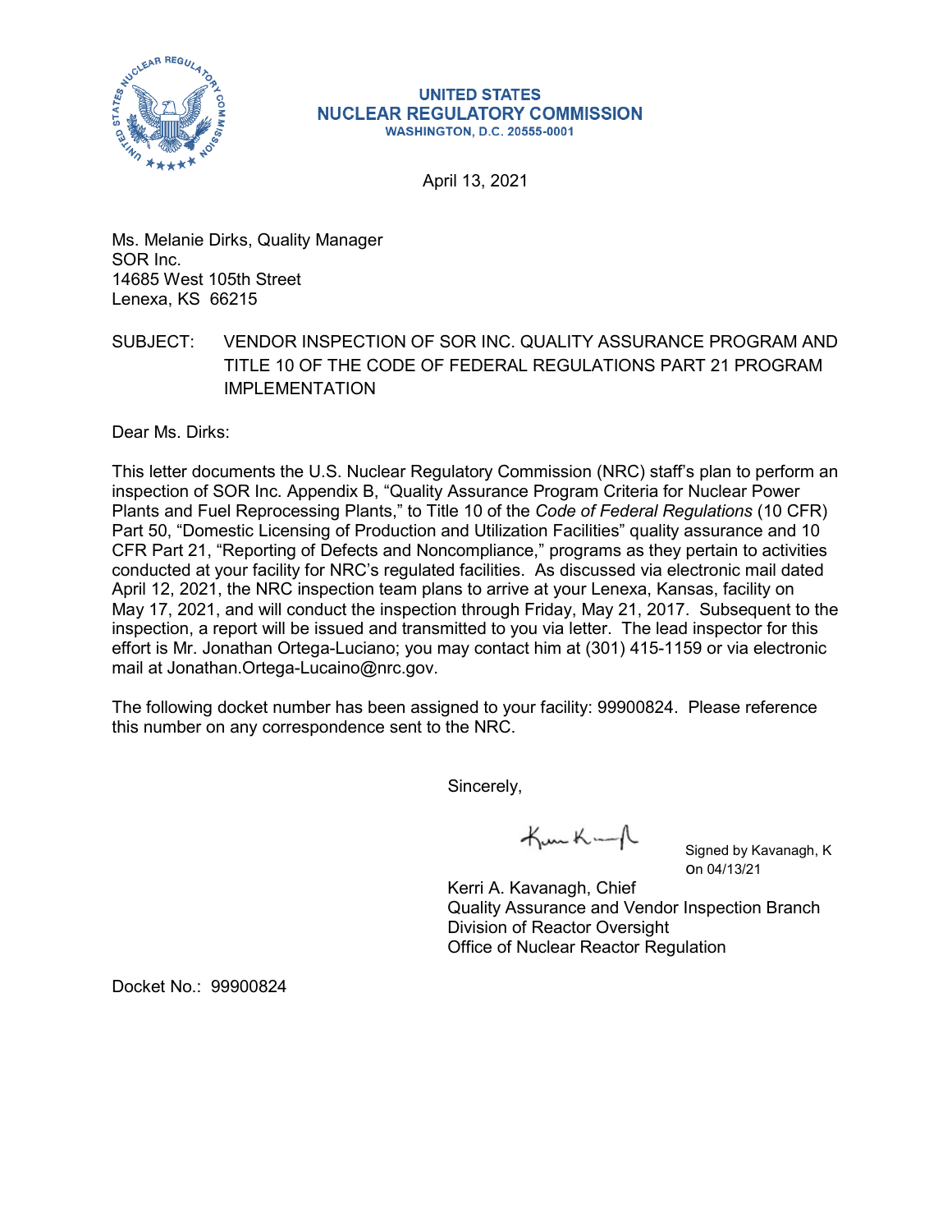**UNITED STATES**
**NUCLEAR REGULATORY COMMISSION**
**WASHINGTON, D.C. 20555-0001**

April 13, 2021

Ms. Melanie Dirks, Quality Manager
SOR Inc.
14685 West 105th Street
Lenexa, KS 66215

SUBJECT: VENDOR INSPECTION OF SOR INC. QUALITY ASSURANCE PROGRAM AND TITLE 10 OF THE CODE OF FEDERAL REGULATIONS PART 21 PROGRAM IMPLEMENTATION

Dear Ms. Dirks:

This letter documents the U.S. Nuclear Regulatory Commission (NRC) staff's plan to perform an inspection of SOR Inc. Appendix B, "Quality Assurance Program Criteria for Nuclear Power Plants and Fuel Reprocessing Plants," to Title 10 of the *Code of Federal Regulations* (10 CFR) Part 50, "Domestic Licensing of Production and Utilization Facilities" quality assurance and 10 CFR Part 21, "Reporting of Defects and Noncompliance," programs as they pertain to activities conducted at your facility for NRC's regulated facilities. As discussed via electronic mail dated April 12, 2021, the NRC inspection team plans to arrive at your Lenexa, Kansas, facility on May 17, 2021, and will conduct the inspection through Friday, May 21, 2017. Subsequent to the inspection, a report will be issued and transmitted to you via letter. The lead inspector for this effort is Mr. Jonathan Ortega-Luciano; you may contact him at (301) 415-1159 or via electronic mail at Jonathan.Ortega-Lucaino@nrc.gov.

The following docket number has been assigned to your facility: 99900824. Please reference this number on any correspondence sent to the NRC.

Sincerely,

Signed by Kavanagh, K on 04/13/21

Kerri A. Kavanagh, Chief
Quality Assurance and Vendor Inspection Branch
Division of Reactor Oversight
Office of Nuclear Reactor Regulation

Docket No.: 99900824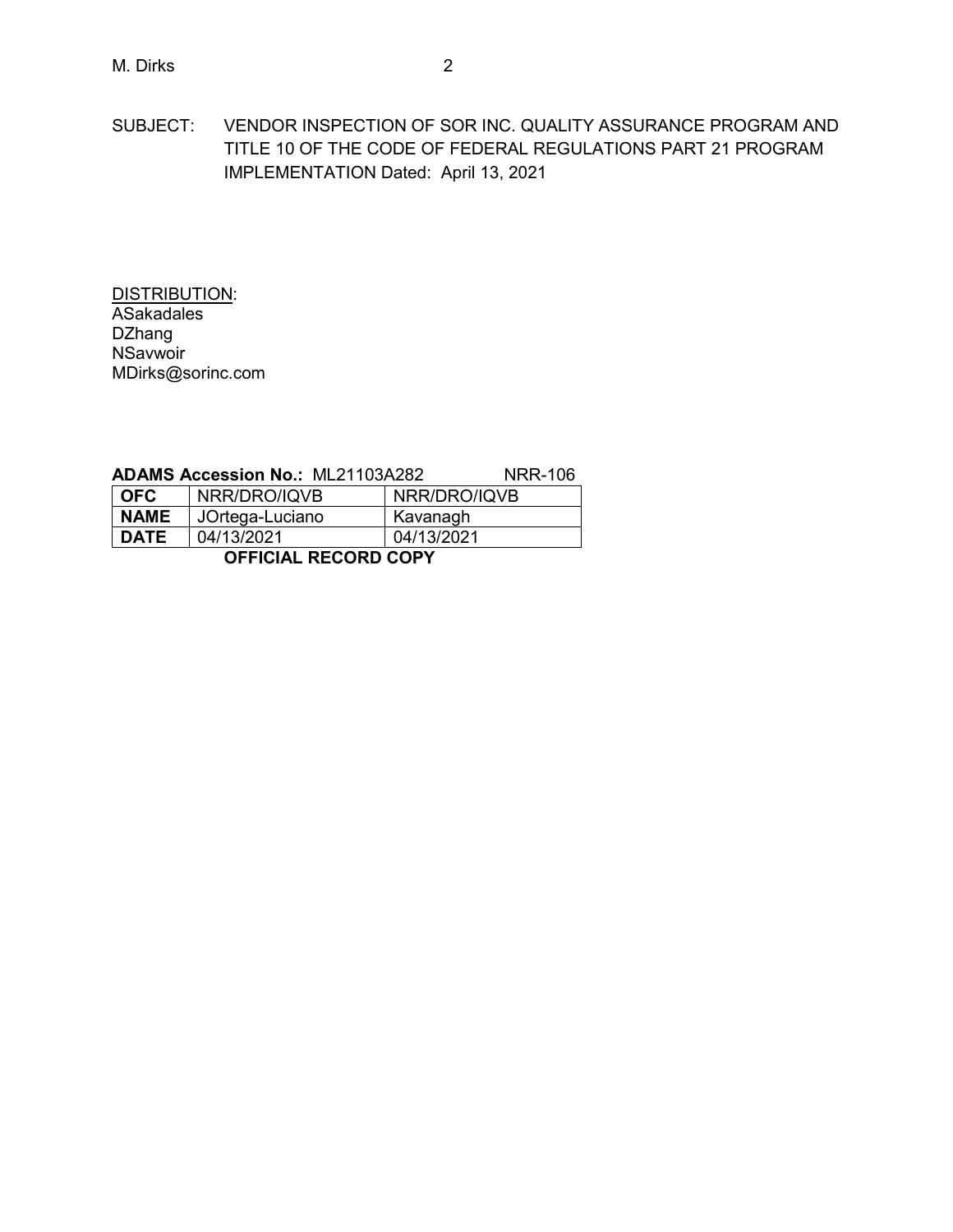SUBJECT: VENDOR INSPECTION OF SOR INC. QUALITY ASSURANCE PROGRAM AND TITLE 10 OF THE CODE OF FEDERAL REGULATIONS PART 21 PROGRAM IMPLEMENTATION Dated: April 13, 2021

DISTRIBUTION:
ASakadales
DZhang
NSavwoir
MDirks@sorinc.com

**ADAMS Accession No.:** ML21103A282 NRR-106

| | | |
|---|---|---|
| **OFC** | NRR/DRO/IQVB | NRR/DRO/IQVB |
| **NAME** | JOrtega-Luciano | Kavanagh |
| **DATE** | 04/13/2021 | 04/13/2021 |

**OFFICIAL RECORD COPY**